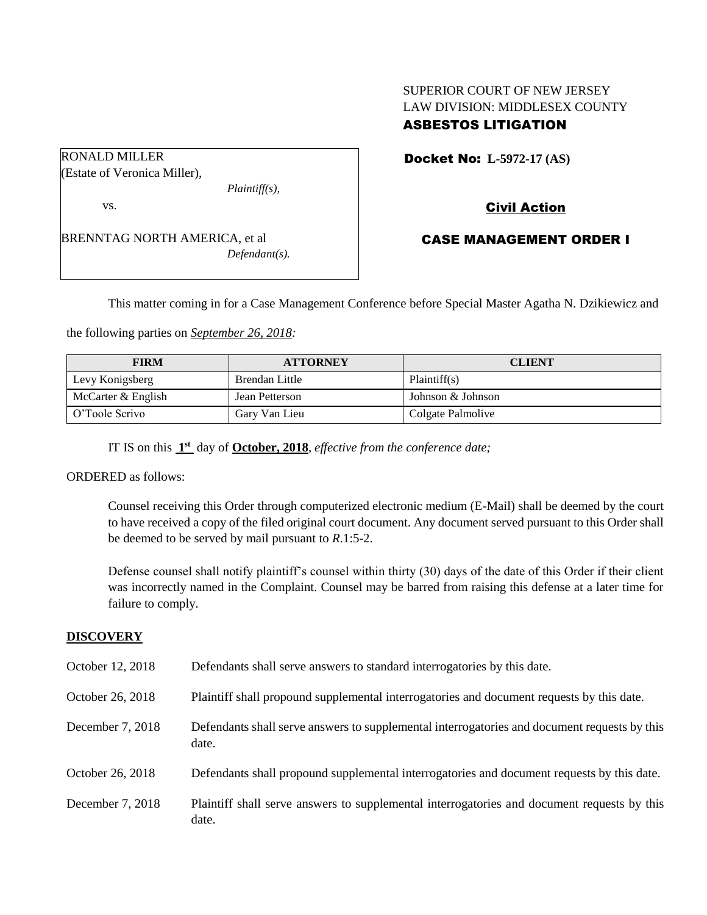SUPERIOR COURT OF NEW JERSEY
LAW DIVISION: MIDDLESEX COUNTY
**ASBESTOS LITIGATION**

RONALD MILLER
(Estate of Veronica Miller),
*Plaintiff(s),*

vs.

BRENNTAG NORTH AMERICA, et al
*Defendant(s).*

**Docket No: L-5972-17 (AS)**

**Civil Action**

**CASE MANAGEMENT ORDER I**

This matter coming in for a Case Management Conference before Special Master Agatha N. Dzikiewicz and the following parties on *September 26, 2018:*

| FIRM | ATTORNEY | CLIENT |
|---|---|---|
| Levy Konigsberg | Brendan Little | Plaintiff(s) |
| McCarter & English | Jean Petterson | Johnson & Johnson |
| O'Toole Scrivo | Gary Van Lieu | Colgate Palmolive |

IT IS on this **1st** day of **October, 2018**, *effective from the conference date;*

ORDERED as follows:

Counsel receiving this Order through computerized electronic medium (E-Mail) shall be deemed by the court to have received a copy of the filed original court document. Any document served pursuant to this Order shall be deemed to be served by mail pursuant to *R*.1:5-2.

Defense counsel shall notify plaintiff's counsel within thirty (30) days of the date of this Order if their client was incorrectly named in the Complaint. Counsel may be barred from raising this defense at a later time for failure to comply.

## DISCOVERY

October 12, 2018 — Defendants shall serve answers to standard interrogatories by this date.

October 26, 2018 — Plaintiff shall propound supplemental interrogatories and document requests by this date.

December 7, 2018 — Defendants shall serve answers to supplemental interrogatories and document requests by this date.

October 26, 2018 — Defendants shall propound supplemental interrogatories and document requests by this date.

December 7, 2018 — Plaintiff shall serve answers to supplemental interrogatories and document requests by this date.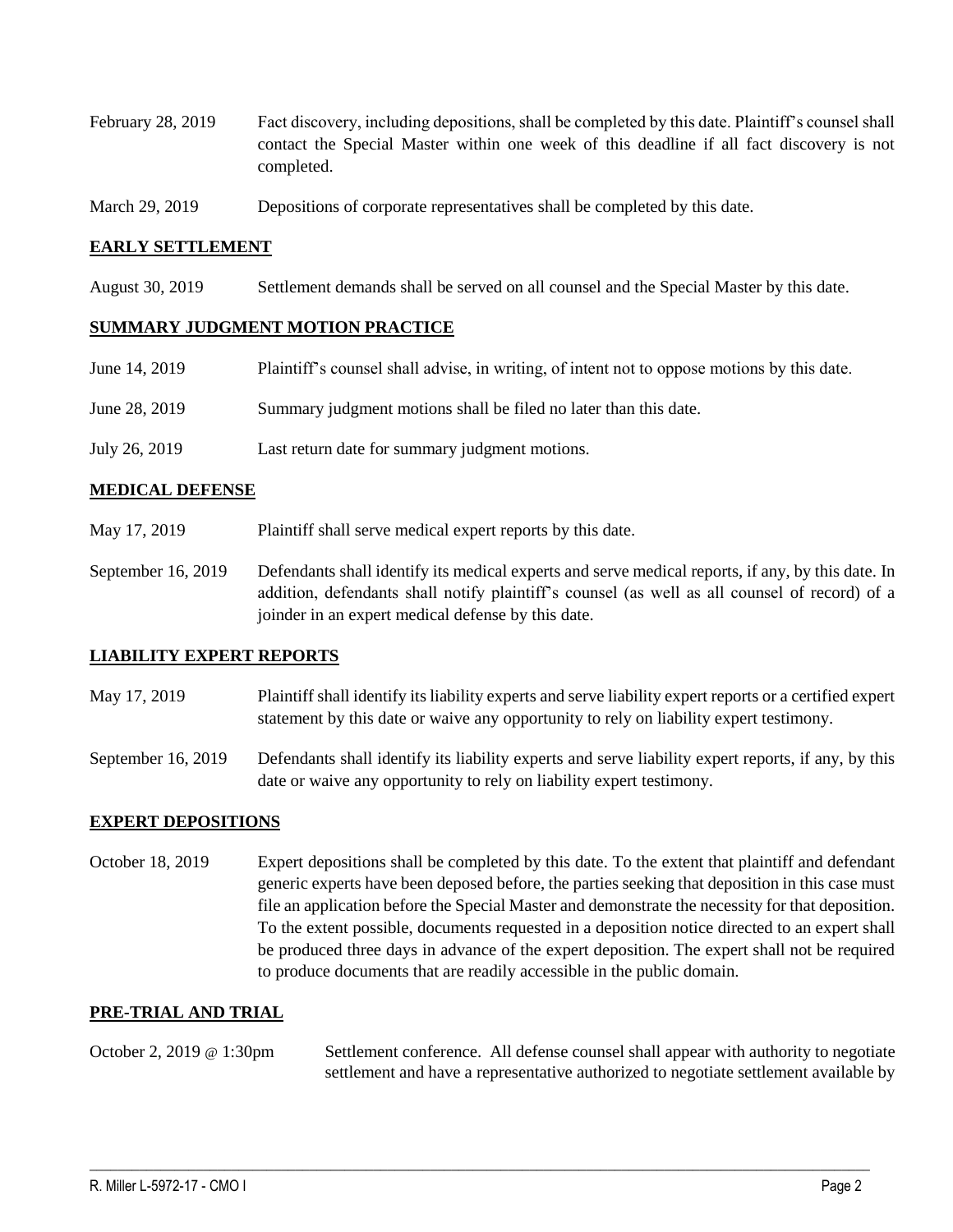February 28, 2019 Fact discovery, including depositions, shall be completed by this date. Plaintiff's counsel shall contact the Special Master within one week of this deadline if all fact discovery is not completed.

March 29, 2019 Depositions of corporate representatives shall be completed by this date.

## EARLY SETTLEMENT

August 30, 2019 Settlement demands shall be served on all counsel and the Special Master by this date.

## SUMMARY JUDGMENT MOTION PRACTICE

June 14, 2019 Plaintiff's counsel shall advise, in writing, of intent not to oppose motions by this date.

June 28, 2019 Summary judgment motions shall be filed no later than this date.

July 26, 2019 Last return date for summary judgment motions.

## MEDICAL DEFENSE

May 17, 2019 Plaintiff shall serve medical expert reports by this date.

September 16, 2019 Defendants shall identify its medical experts and serve medical reports, if any, by this date. In addition, defendants shall notify plaintiff's counsel (as well as all counsel of record) of a joinder in an expert medical defense by this date.

## LIABILITY EXPERT REPORTS

May 17, 2019 Plaintiff shall identify its liability experts and serve liability expert reports or a certified expert statement by this date or waive any opportunity to rely on liability expert testimony.

September 16, 2019 Defendants shall identify its liability experts and serve liability expert reports, if any, by this date or waive any opportunity to rely on liability expert testimony.

## EXPERT DEPOSITIONS

October 18, 2019 Expert depositions shall be completed by this date. To the extent that plaintiff and defendant generic experts have been deposed before, the parties seeking that deposition in this case must file an application before the Special Master and demonstrate the necessity for that deposition. To the extent possible, documents requested in a deposition notice directed to an expert shall be produced three days in advance of the expert deposition. The expert shall not be required to produce documents that are readily accessible in the public domain.

## PRE-TRIAL AND TRIAL

October 2, 2019 @ 1:30pm Settlement conference. All defense counsel shall appear with authority to negotiate settlement and have a representative authorized to negotiate settlement available by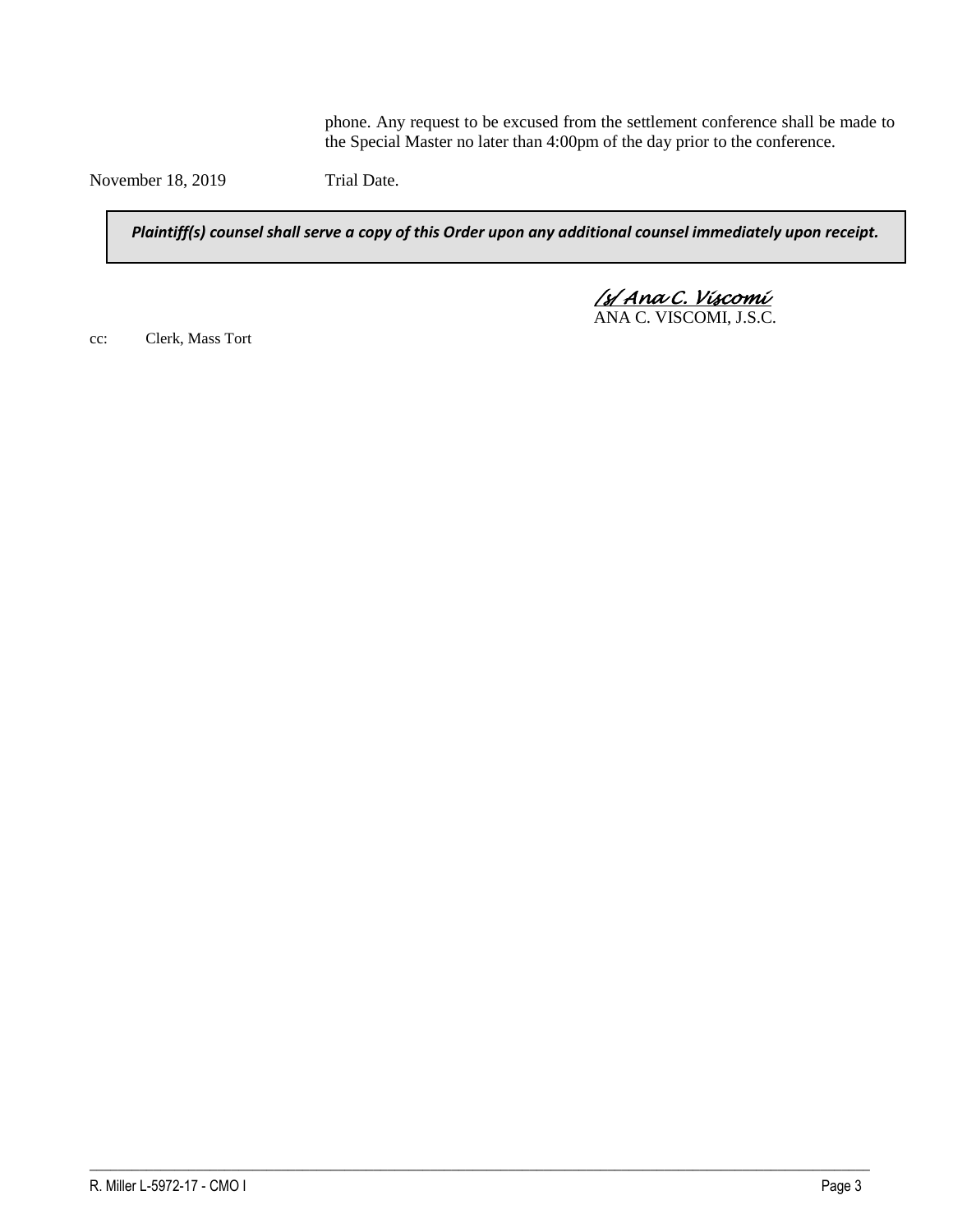phone. Any request to be excused from the settlement conference shall be made to the Special Master no later than 4:00pm of the day prior to the conference.

| | |
|---|---|
| November 18, 2019 | Trial Date. |

***Plaintiff(s) counsel shall serve a copy of this Order upon any additional counsel immediately upon receipt.***

/s/ Ana C. Viscomi
ANA C. VISCOMI, J.S.C.

cc: Clerk, Mass Tort